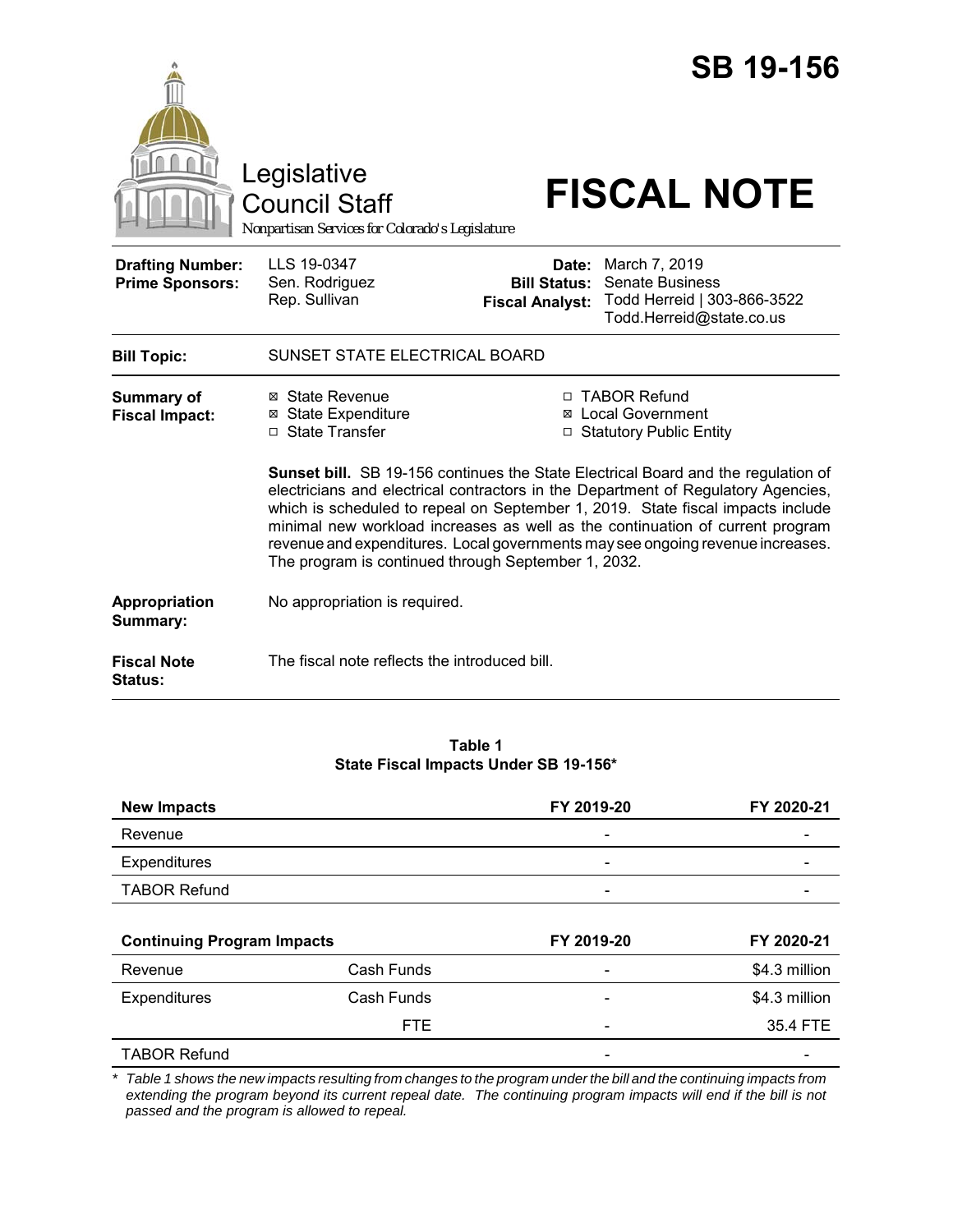# SB 19-156

Legislative Council Staff

*Nonpartisan Services for Colorado's Legislature*

# FISCAL NOTE

| | | | |
|---|---|---|---|
| **Drafting Number:** | LLS 19-0347 | **Date:** | March 7, 2019 |
| **Prime Sponsors:** | Sen. Rodriguez<br>Rep. Sullivan | **Bill Status:** | Senate Business |
| | | **Fiscal Analyst:** | Todd Herreid \| 303-866-3522<br>Todd.Herreid@state.co.us |

| | |
|---|---|
| **Bill Topic:** | SUNSET STATE ELECTRICAL BOARD |
| **Summary of Fiscal Impact:** | ☒ State Revenue ☐ TABOR Refund<br>☒ State Expenditure ☒ Local Government<br>☐ State Transfer ☐ Statutory Public Entity<br><br>**Sunset bill.** SB 19-156 continues the State Electrical Board and the regulation of electricians and electrical contractors in the Department of Regulatory Agencies, which is scheduled to repeal on September 1, 2019. State fiscal impacts include minimal new workload increases as well as the continuation of current program revenue and expenditures. Local governments may see ongoing revenue increases. The program is continued through September 1, 2032. |
| **Appropriation Summary:** | No appropriation is required. |
| **Fiscal Note Status:** | The fiscal note reflects the introduced bill. |

**Table 1**
**State Fiscal Impacts Under SB 19-156***

| **New Impacts** | | **FY 2019-20** | **FY 2020-21** |
|---|---|---|---|
| Revenue | | - | - |
| Expenditures | | - | - |
| TABOR Refund | | - | - |
| **Continuing Program Impacts** | | **FY 2019-20** | **FY 2020-21** |
| Revenue | Cash Funds | - | $4.3 million |
| Expenditures | Cash Funds | - | $4.3 million |
| | FTE | - | 35.4 FTE |
| TABOR Refund | | - | - |

*\* Table 1 shows the new impacts resulting from changes to the program under the bill and the continuing impacts from extending the program beyond its current repeal date. The continuing program impacts will end if the bill is not passed and the program is allowed to repeal.*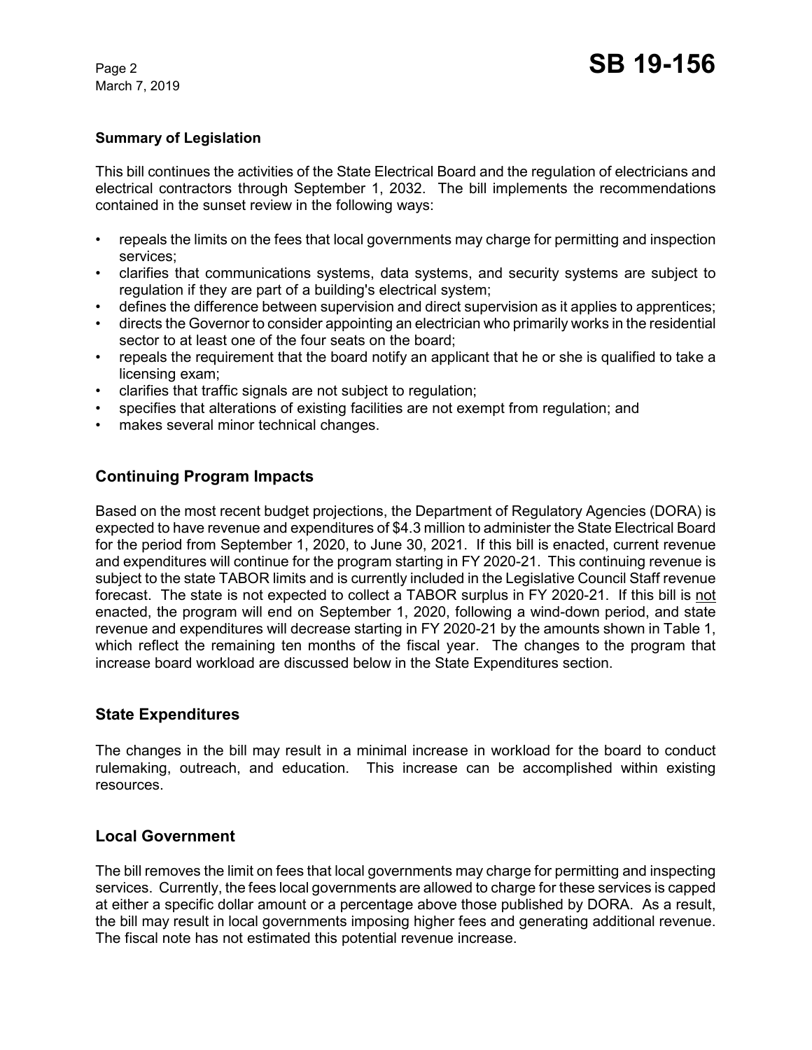### Summary of Legislation

This bill continues the activities of the State Electrical Board and the regulation of electricians and electrical contractors through September 1, 2032. The bill implements the recommendations contained in the sunset review in the following ways:

- repeals the limits on the fees that local governments may charge for permitting and inspection services;
- clarifies that communications systems, data systems, and security systems are subject to regulation if they are part of a building's electrical system;
- defines the difference between supervision and direct supervision as it applies to apprentices;
- directs the Governor to consider appointing an electrician who primarily works in the residential sector to at least one of the four seats on the board;
- repeals the requirement that the board notify an applicant that he or she is qualified to take a licensing exam;
- clarifies that traffic signals are not subject to regulation;
- specifies that alterations of existing facilities are not exempt from regulation; and
- makes several minor technical changes.

## Continuing Program Impacts

Based on the most recent budget projections, the Department of Regulatory Agencies (DORA) is expected to have revenue and expenditures of $4.3 million to administer the State Electrical Board for the period from September 1, 2020, to June 30, 2021. If this bill is enacted, current revenue and expenditures will continue for the program starting in FY 2020-21. This continuing revenue is subject to the state TABOR limits and is currently included in the Legislative Council Staff revenue forecast. The state is not expected to collect a TABOR surplus in FY 2020-21. If this bill is not enacted, the program will end on September 1, 2020, following a wind-down period, and state revenue and expenditures will decrease starting in FY 2020-21 by the amounts shown in Table 1, which reflect the remaining ten months of the fiscal year. The changes to the program that increase board workload are discussed below in the State Expenditures section.

## State Expenditures

The changes in the bill may result in a minimal increase in workload for the board to conduct rulemaking, outreach, and education. This increase can be accomplished within existing resources.

## Local Government

The bill removes the limit on fees that local governments may charge for permitting and inspecting services. Currently, the fees local governments are allowed to charge for these services is capped at either a specific dollar amount or a percentage above those published by DORA. As a result, the bill may result in local governments imposing higher fees and generating additional revenue. The fiscal note has not estimated this potential revenue increase.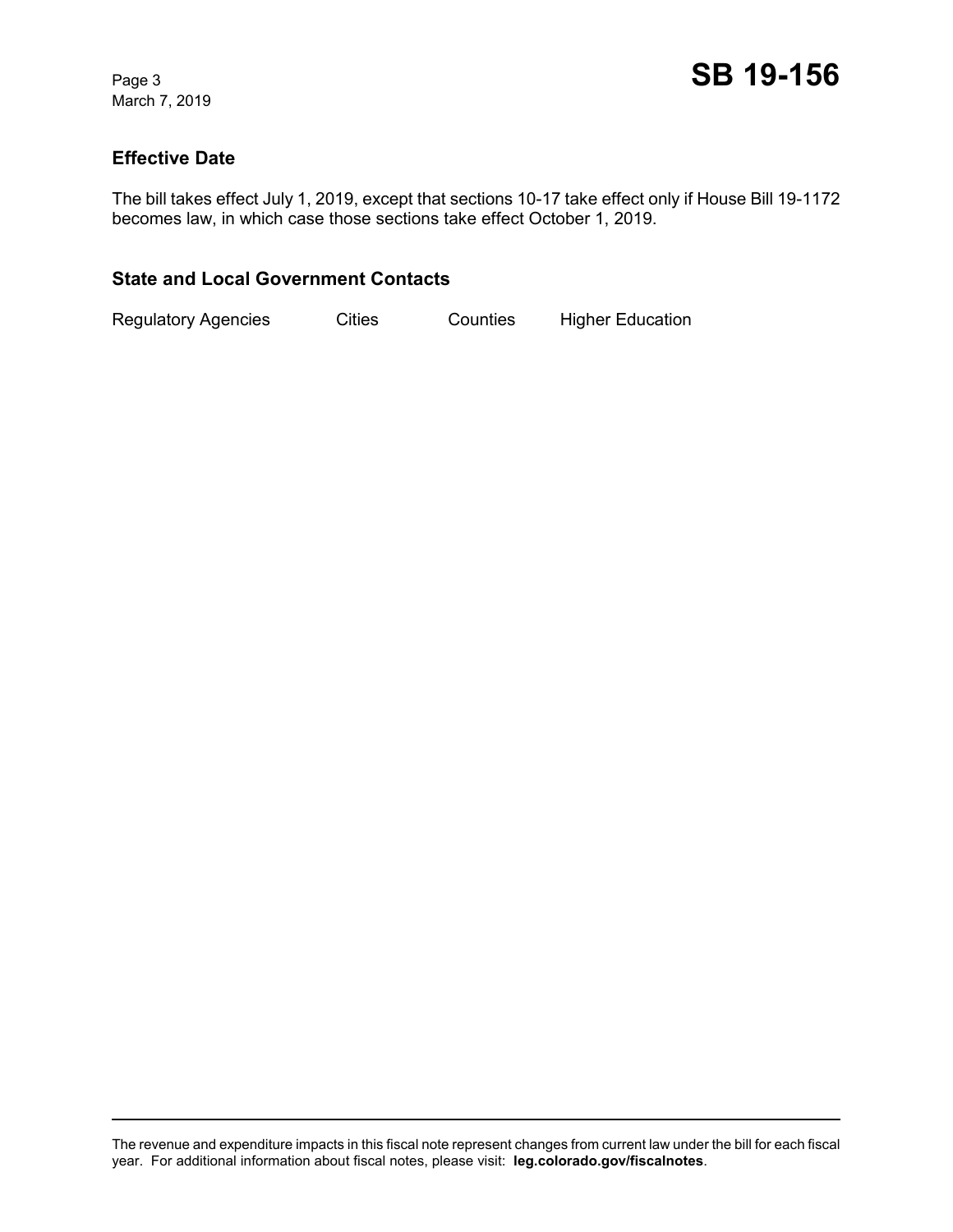## Effective Date

The bill takes effect July 1, 2019, except that sections 10-17 take effect only if House Bill 19-1172 becomes law, in which case those sections take effect October 1, 2019.

## State and Local Government Contacts

Regulatory Agencies    Cities    Counties    Higher Education

The revenue and expenditure impacts in this fiscal note represent changes from current law under the bill for each fiscal year. For additional information about fiscal notes, please visit: **leg.colorado.gov/fiscalnotes**.